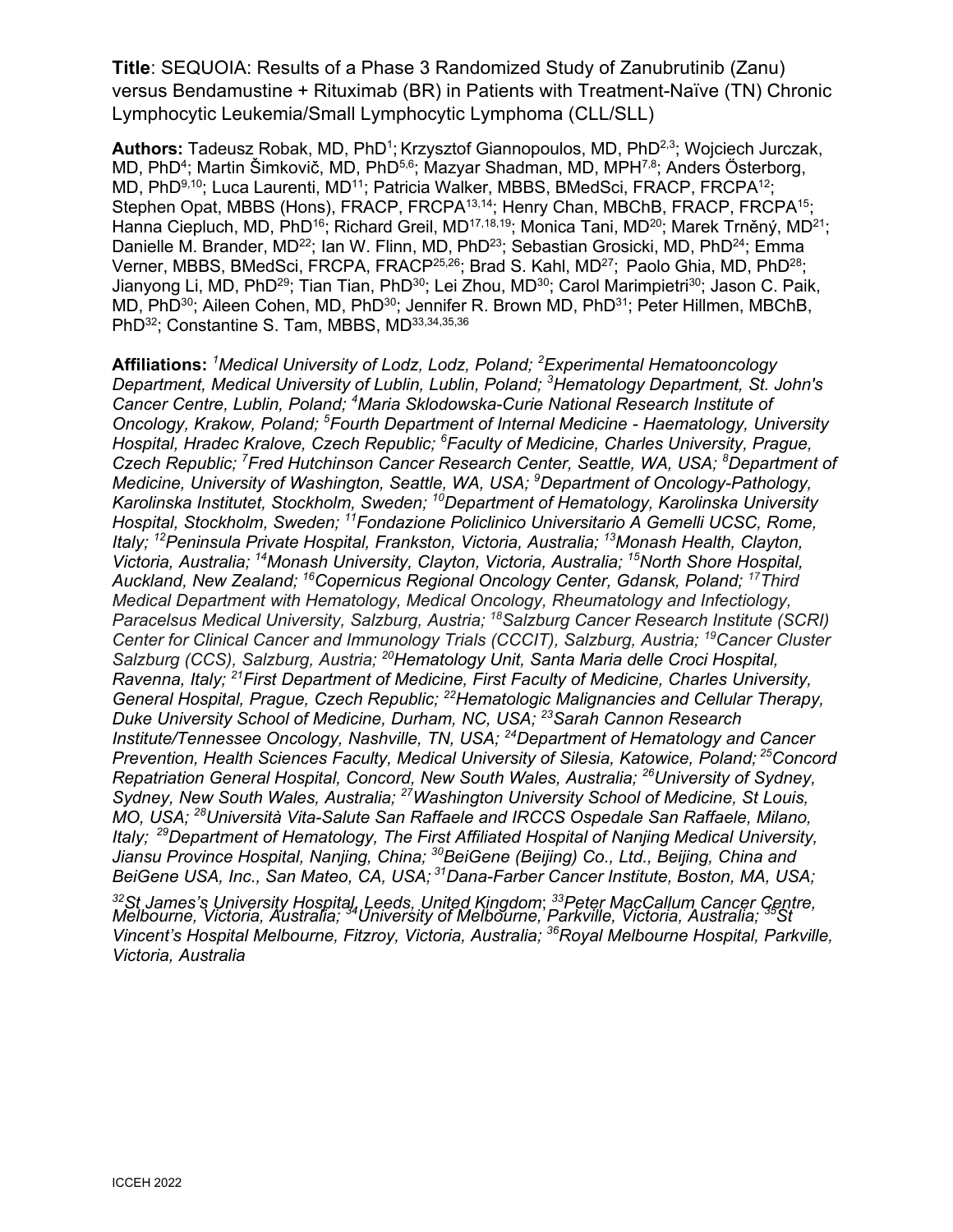**Title**: SEQUOIA: Results of a Phase 3 Randomized Study of Zanubrutinib (Zanu) versus Bendamustine + Rituximab (BR) in Patients with Treatment-Naïve (TN) Chronic Lymphocytic Leukemia/Small Lymphocytic Lymphoma (CLL/SLL)

**Authors:** Tadeusz Robak, MD, PhD[1]; Krzysztof Giannopoulos, MD, PhD[2,3]; Wojciech Jurczak, MD, PhD[4]; Martin Šimkovič, MD, PhD[5,6]; Mazyar Shadman, MD, MPH[7,8]; Anders Österborg, MD, PhD[9,10]; Luca Laurenti, MD[11]; Patricia Walker, MBBS, BMedSci, FRACP, FRCPA[12]; Stephen Opat, MBBS (Hons), FRACP, FRCPA[13,14]; Henry Chan, MBChB, FRACP, FRCPA[15]; Hanna Ciepluch, MD, PhD[16]; Richard Greil, MD[17,18,19]; Monica Tani, MD[20]; Marek Trněný, MD[21]; Danielle M. Brander, MD[22]; Ian W. Flinn, MD, PhD[23]; Sebastian Grosicki, MD, PhD[24]; Emma Verner, MBBS, BMedSci, FRCPA, FRACP[25,26]; Brad S. Kahl, MD[27]; Paolo Ghia, MD, PhD[28]; Jianyong Li, MD, PhD[29]; Tian Tian, PhD[30]; Lei Zhou, MD[30]; Carol Marimpietri[30]; Jason C. Paik, MD, PhD[30]; Aileen Cohen, MD, PhD[30]; Jennifer R. Brown MD, PhD[31]; Peter Hillmen, MBChB, PhD[32]; Constantine S. Tam, MBBS, MD[33,34,35,36]

**Affiliations:** *[1]Medical University of Lodz, Lodz, Poland; [2]Experimental Hematooncology Department, Medical University of Lublin, Lublin, Poland; [3]Hematology Department, St. John's Cancer Centre, Lublin, Poland; [4]Maria Sklodowska-Curie National Research Institute of Oncology, Krakow, Poland; [5]Fourth Department of Internal Medicine - Haematology, University Hospital, Hradec Kralove, Czech Republic; [6]Faculty of Medicine, Charles University, Prague, Czech Republic; [7]Fred Hutchinson Cancer Research Center, Seattle, WA, USA; [8]Department of Medicine, University of Washington, Seattle, WA, USA; [9]Department of Oncology-Pathology, Karolinska Institutet, Stockholm, Sweden; [10]Department of Hematology, Karolinska University Hospital, Stockholm, Sweden; [11]Fondazione Policlinico Universitario A Gemelli UCSC, Rome, Italy; [12]Peninsula Private Hospital, Frankston, Victoria, Australia; [13]Monash Health, Clayton, Victoria, Australia; [14]Monash University, Clayton, Victoria, Australia; [15]North Shore Hospital, Auckland, New Zealand; [16]Copernicus Regional Oncology Center, Gdansk, Poland; [17]Third Medical Department with Hematology, Medical Oncology, Rheumatology and Infectiology, Paracelsus Medical University, Salzburg, Austria; [18]Salzburg Cancer Research Institute (SCRI) Center for Clinical Cancer and Immunology Trials (CCCIT), Salzburg, Austria; [19]Cancer Cluster Salzburg (CCS), Salzburg, Austria; [20]Hematology Unit, Santa Maria delle Croci Hospital, Ravenna, Italy; [21]First Department of Medicine, First Faculty of Medicine, Charles University, General Hospital, Prague, Czech Republic; [22]Hematologic Malignancies and Cellular Therapy, Duke University School of Medicine, Durham, NC, USA; [23]Sarah Cannon Research Institute/Tennessee Oncology, Nashville, TN, USA; [24]Department of Hematology and Cancer Prevention, Health Sciences Faculty, Medical University of Silesia, Katowice, Poland; [25]Concord Repatriation General Hospital, Concord, New South Wales, Australia; [26]University of Sydney, Sydney, New South Wales, Australia; [27]Washington University School of Medicine, St Louis, MO, USA; [28]Università Vita-Salute San Raffaele and IRCCS Ospedale San Raffaele, Milano, Italy; [29]Department of Hematology, The First Affiliated Hospital of Nanjing Medical University, Jiansu Province Hospital, Nanjing, China; [30]BeiGene (Beijing) Co., Ltd., Beijing, China and BeiGene USA, Inc., San Mateo, CA, USA; [31]Dana-Farber Cancer Institute, Boston, MA, USA; [32]St James's University Hospital, Leeds, United Kingdom; [33]Peter MacCallum Cancer Centre, Melbourne, Victoria, Australia; [34]University of Melbourne, Parkville, Victoria, Australia; [35]St Vincent's Hospital Melbourne, Fitzroy, Victoria, Australia; [36]Royal Melbourne Hospital, Parkville, Victoria, Australia*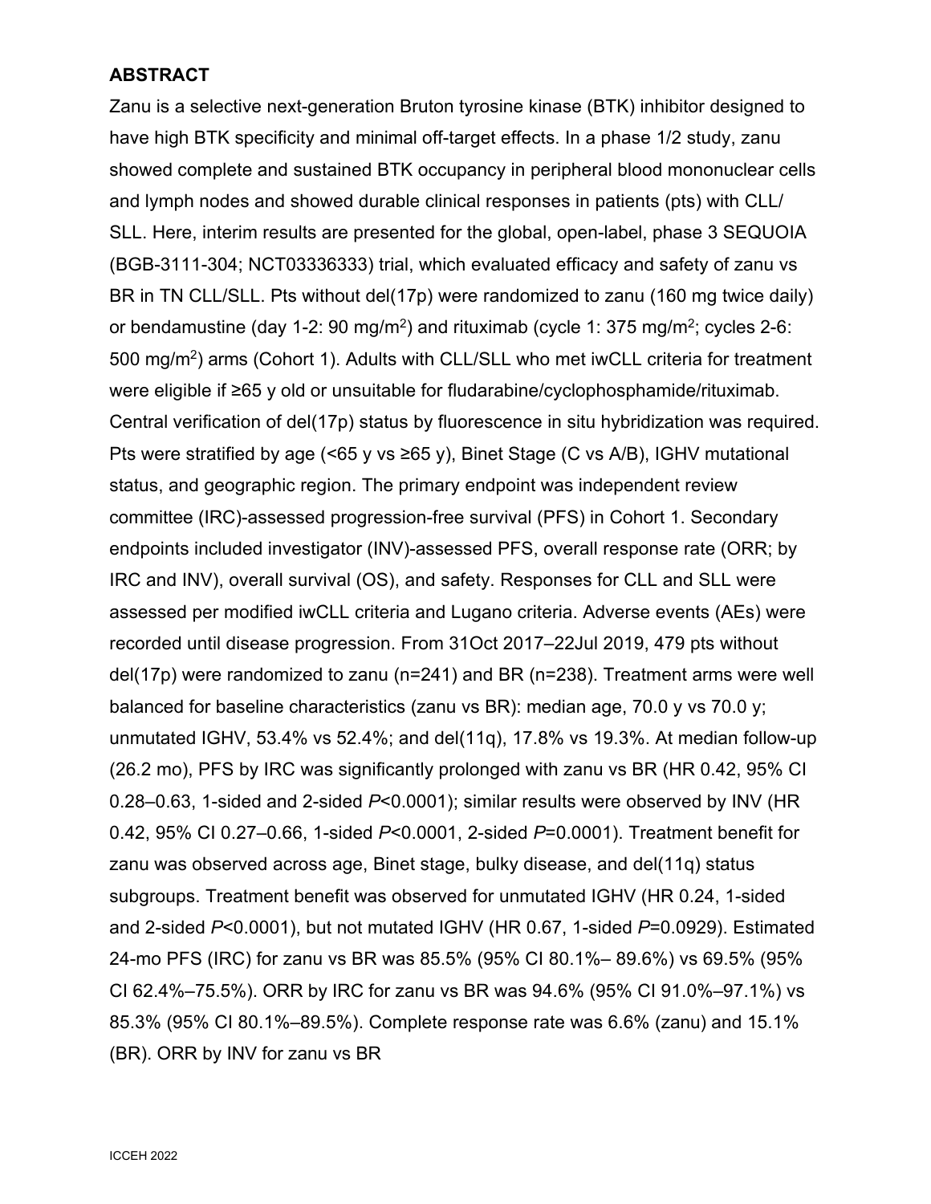## ABSTRACT

Zanu is a selective next-generation Bruton tyrosine kinase (BTK) inhibitor designed to have high BTK specificity and minimal off-target effects. In a phase 1/2 study, zanu showed complete and sustained BTK occupancy in peripheral blood mononuclear cells and lymph nodes and showed durable clinical responses in patients (pts) with CLL/ SLL. Here, interim results are presented for the global, open-label, phase 3 SEQUOIA (BGB-3111-304; NCT03336333) trial, which evaluated efficacy and safety of zanu vs BR in TN CLL/SLL. Pts without del(17p) were randomized to zanu (160 mg twice daily) or bendamustine (day 1-2: 90 mg/m$^2$) and rituximab (cycle 1: 375 mg/m$^2$; cycles 2-6: 500 mg/m$^2$) arms (Cohort 1). Adults with CLL/SLL who met iwCLL criteria for treatment were eligible if ≥65 y old or unsuitable for fludarabine/cyclophosphamide/rituximab. Central verification of del(17p) status by fluorescence in situ hybridization was required. Pts were stratified by age (<65 y vs ≥65 y), Binet Stage (C vs A/B), IGHV mutational status, and geographic region. The primary endpoint was independent review committee (IRC)-assessed progression-free survival (PFS) in Cohort 1. Secondary endpoints included investigator (INV)-assessed PFS, overall response rate (ORR; by IRC and INV), overall survival (OS), and safety. Responses for CLL and SLL were assessed per modified iwCLL criteria and Lugano criteria. Adverse events (AEs) were recorded until disease progression. From 31Oct 2017–22Jul 2019, 479 pts without del(17p) were randomized to zanu (n=241) and BR (n=238). Treatment arms were well balanced for baseline characteristics (zanu vs BR): median age, 70.0 y vs 70.0 y; unmutated IGHV, 53.4% vs 52.4%; and del(11q), 17.8% vs 19.3%. At median follow-up (26.2 mo), PFS by IRC was significantly prolonged with zanu vs BR (HR 0.42, 95% CI 0.28–0.63, 1-sided and 2-sided *P*<0.0001); similar results were observed by INV (HR 0.42, 95% CI 0.27–0.66, 1-sided *P*<0.0001, 2-sided *P*=0.0001). Treatment benefit for zanu was observed across age, Binet stage, bulky disease, and del(11q) status subgroups. Treatment benefit was observed for unmutated IGHV (HR 0.24, 1-sided and 2-sided *P*<0.0001), but not mutated IGHV (HR 0.67, 1-sided *P*=0.0929). Estimated 24-mo PFS (IRC) for zanu vs BR was 85.5% (95% CI 80.1%– 89.6%) vs 69.5% (95% CI 62.4%–75.5%). ORR by IRC for zanu vs BR was 94.6% (95% CI 91.0%–97.1%) vs 85.3% (95% CI 80.1%–89.5%). Complete response rate was 6.6% (zanu) and 15.1% (BR). ORR by INV for zanu vs BR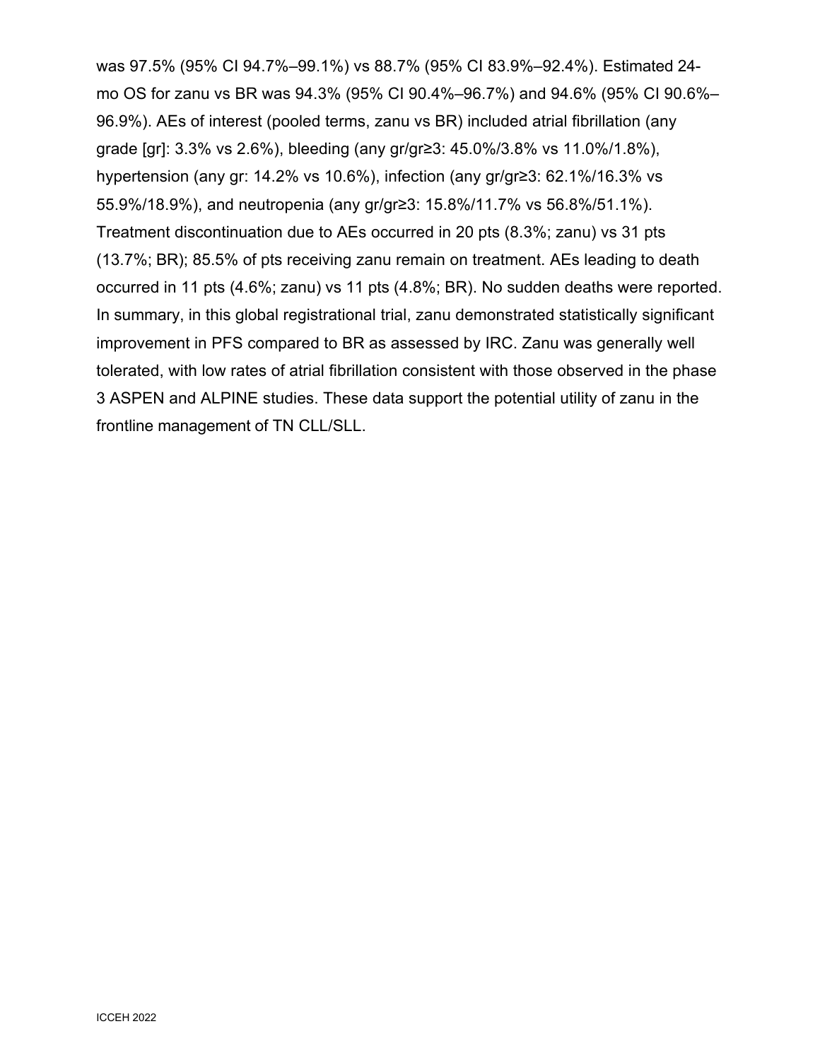was 97.5% (95% CI 94.7%–99.1%) vs 88.7% (95% CI 83.9%–92.4%). Estimated 24-mo OS for zanu vs BR was 94.3% (95% CI 90.4%–96.7%) and 94.6% (95% CI 90.6%–96.9%). AEs of interest (pooled terms, zanu vs BR) included atrial fibrillation (any grade [gr]: 3.3% vs 2.6%), bleeding (any gr/gr≥3: 45.0%/3.8% vs 11.0%/1.8%), hypertension (any gr: 14.2% vs 10.6%), infection (any gr/gr≥3: 62.1%/16.3% vs 55.9%/18.9%), and neutropenia (any gr/gr≥3: 15.8%/11.7% vs 56.8%/51.1%). Treatment discontinuation due to AEs occurred in 20 pts (8.3%; zanu) vs 31 pts (13.7%; BR); 85.5% of pts receiving zanu remain on treatment. AEs leading to death occurred in 11 pts (4.6%; zanu) vs 11 pts (4.8%; BR). No sudden deaths were reported. In summary, in this global registrational trial, zanu demonstrated statistically significant improvement in PFS compared to BR as assessed by IRC. Zanu was generally well tolerated, with low rates of atrial fibrillation consistent with those observed in the phase 3 ASPEN and ALPINE studies. These data support the potential utility of zanu in the frontline management of TN CLL/SLL.